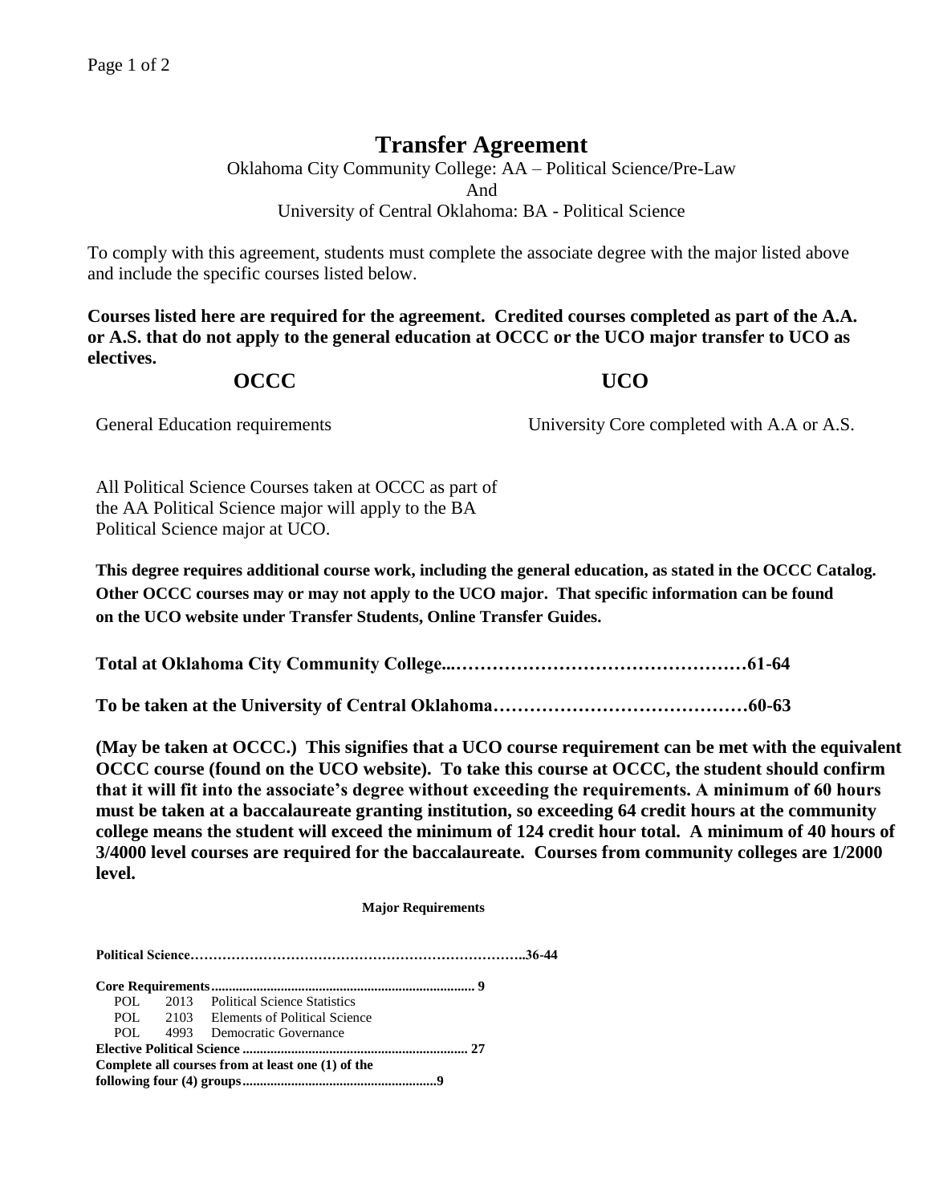# Transfer Agreement

Oklahoma City Community College: AA – Political Science/Pre-Law
And
University of Central Oklahoma: BA - Political Science

To comply with this agreement, students must complete the associate degree with the major listed above and include the specific courses listed below.

**Courses listed here are required for the agreement. Credited courses completed as part of the A.A. or A.S. that do not apply to the general education at OCCC or the UCO major transfer to UCO as electives.**

| OCCC | UCO |
| --- | --- |
| General Education requirements | University Core completed with A.A or A.S. |
| All Political Science Courses taken at OCCC as part of the AA Political Science major will apply to the BA Political Science major at UCO. | |

**This degree requires additional course work, including the general education, as stated in the OCCC Catalog. Other OCCC courses may or may not apply to the UCO major. That specific information can be found on the UCO website under Transfer Students, Online Transfer Guides.**

**Total at Oklahoma City Community College...…………………………………………61-64**

**To be taken at the University of Central Oklahoma……………………………………60-63**

**(May be taken at OCCC.) This signifies that a UCO course requirement can be met with the equivalent OCCC course (found on the UCO website). To take this course at OCCC, the student should confirm that it will fit into the associate's degree without exceeding the requirements. A minimum of 60 hours must be taken at a baccalaureate granting institution, so exceeding 64 credit hours at the community college means the student will exceed the minimum of 124 credit hour total. A minimum of 40 hours of 3/4000 level courses are required for the baccalaureate. Courses from community colleges are 1/2000 level.**

**Major Requirements**

**Political Science………………………………………………………………..36-44**

**Core Requirements........................................................................... 9**

- POL 2013 Political Science Statistics
- POL 2103 Elements of Political Science
- POL 4993 Democratic Governance

**Elective Political Science ................................................................ 27**

**Complete all courses from at least one (1) of the following four (4) groups.......................................................9**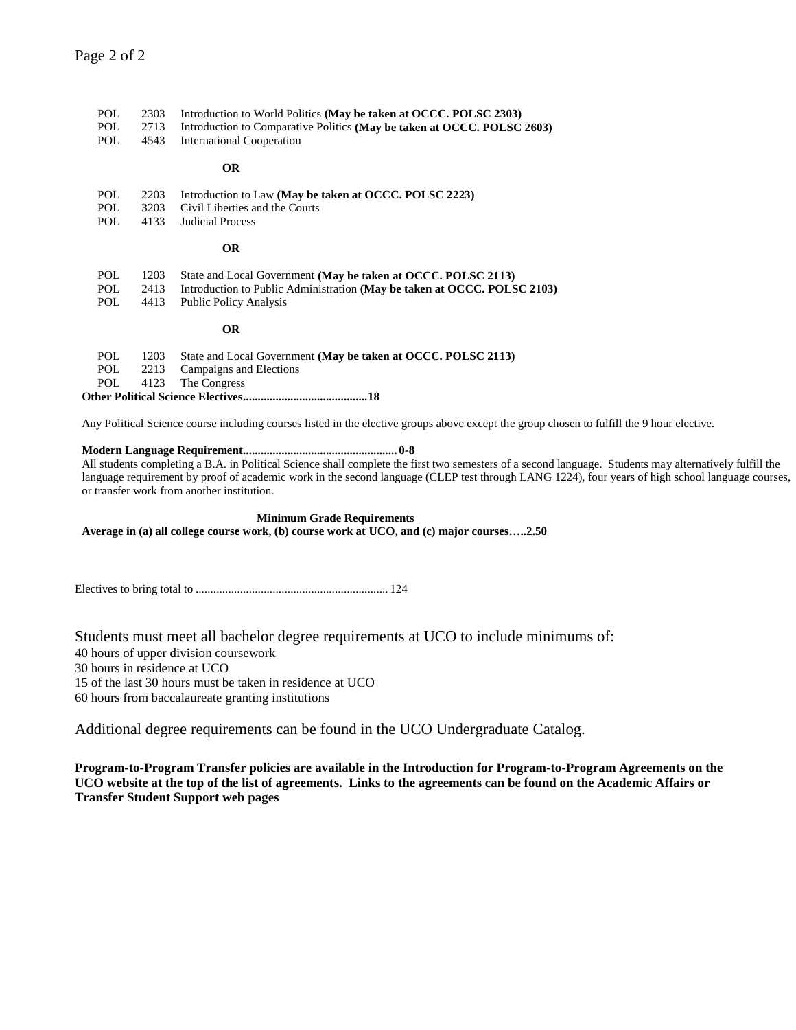POL 2303 Introduction to World Politics **(May be taken at OCCC. POLSC 2303)**
POL 2713 Introduction to Comparative Politics **(May be taken at OCCC. POLSC 2603)**
POL 4543 International Cooperation

**OR**

POL 2203 Introduction to Law **(May be taken at OCCC. POLSC 2223)**
POL 3203 Civil Liberties and the Courts
POL 4133 Judicial Process

**OR**

POL 1203 State and Local Government **(May be taken at OCCC. POLSC 2113)**
POL 2413 Introduction to Public Administration **(May be taken at OCCC. POLSC 2103)**
POL 4413 Public Policy Analysis

**OR**

POL 1203 State and Local Government **(May be taken at OCCC. POLSC 2113)**
POL 2213 Campaigns and Elections
POL 4123 The Congress

**Other Political Science Electives..........................................18**

Any Political Science course including courses listed in the elective groups above except the group chosen to fulfill the 9 hour elective.

**Modern Language Requirement.................................................... 0-8**

All students completing a B.A. in Political Science shall complete the first two semesters of a second language. Students may alternatively fulfill the language requirement by proof of academic work in the second language (CLEP test through LANG 1224), four years of high school language courses, or transfer work from another institution.

**Minimum Grade Requirements**

**Average in (a) all college course work, (b) course work at UCO, and (c) major courses…..2.50**

Electives to bring total to ................................................................ 124

Students must meet all bachelor degree requirements at UCO to include minimums of:

40 hours of upper division coursework
30 hours in residence at UCO
15 of the last 30 hours must be taken in residence at UCO
60 hours from baccalaureate granting institutions

Additional degree requirements can be found in the UCO Undergraduate Catalog.

**Program-to-Program Transfer policies are available in the Introduction for Program-to-Program Agreements on the UCO website at the top of the list of agreements. Links to the agreements can be found on the Academic Affairs or Transfer Student Support web pages**